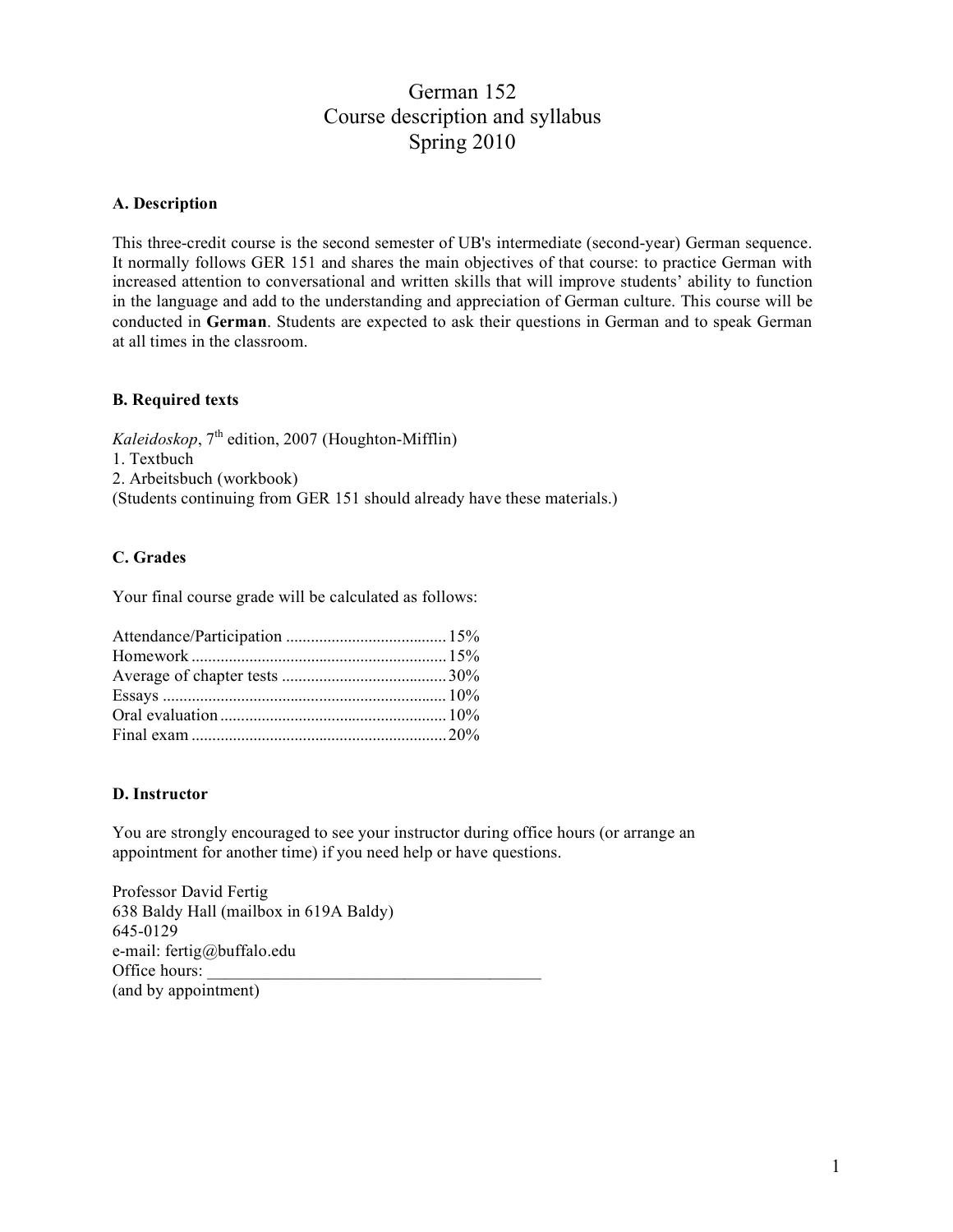# German 152
# Course description and syllabus
# Spring 2010

### A. Description

This three-credit course is the second semester of UB's intermediate (second-year) German sequence. It normally follows GER 151 and shares the main objectives of that course: to practice German with increased attention to conversational and written skills that will improve students' ability to function in the language and add to the understanding and appreciation of German culture. This course will be conducted in **German**. Students are expected to ask their questions in German and to speak German at all times in the classroom.

### B. Required texts

*Kaleidoskop*, 7th edition, 2007 (Houghton-Mifflin)
1. Textbuch
2. Arbeitsbuch (workbook)
(Students continuing from GER 151 should already have these materials.)

### C. Grades

Your final course grade will be calculated as follows:

| Component | Weight |
|---|---|
| Attendance/Participation | 15% |
| Homework | 15% |
| Average of chapter tests | 30% |
| Essays | 10% |
| Oral evaluation | 10% |
| Final exam | 20% |

### D. Instructor

You are strongly encouraged to see your instructor during office hours (or arrange an appointment for another time) if you need help or have questions.

Professor David Fertig
638 Baldy Hall (mailbox in 619A Baldy)
645-0129
e-mail: fertig@buffalo.edu
Office hours: ________________________________________
(and by appointment)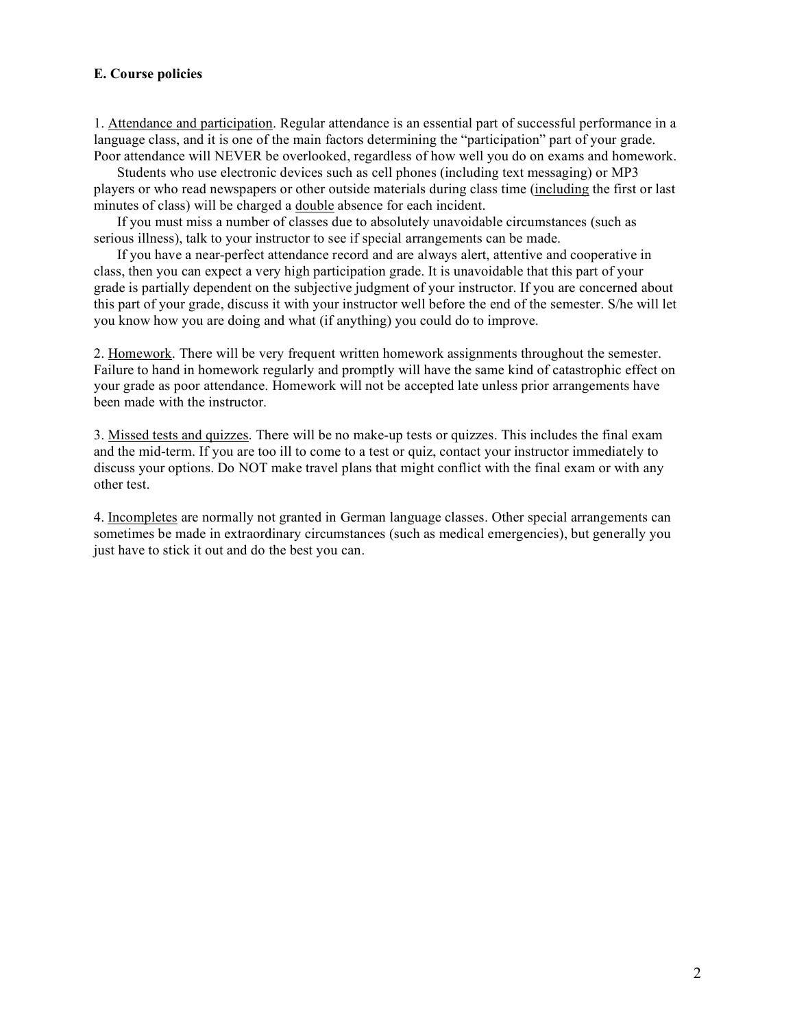**E. Course policies**

1. Attendance and participation. Regular attendance is an essential part of successful performance in a language class, and it is one of the main factors determining the "participation" part of your grade. Poor attendance will NEVER be overlooked, regardless of how well you do on exams and homework.

Students who use electronic devices such as cell phones (including text messaging) or MP3 players or who read newspapers or other outside materials during class time (including the first or last minutes of class) will be charged a double absence for each incident.

If you must miss a number of classes due to absolutely unavoidable circumstances (such as serious illness), talk to your instructor to see if special arrangements can be made.

If you have a near-perfect attendance record and are always alert, attentive and cooperative in class, then you can expect a very high participation grade. It is unavoidable that this part of your grade is partially dependent on the subjective judgment of your instructor. If you are concerned about this part of your grade, discuss it with your instructor well before the end of the semester. S/he will let you know how you are doing and what (if anything) you could do to improve.

2. Homework. There will be very frequent written homework assignments throughout the semester. Failure to hand in homework regularly and promptly will have the same kind of catastrophic effect on your grade as poor attendance. Homework will not be accepted late unless prior arrangements have been made with the instructor.

3. Missed tests and quizzes. There will be no make-up tests or quizzes. This includes the final exam and the mid-term. If you are too ill to come to a test or quiz, contact your instructor immediately to discuss your options. Do NOT make travel plans that might conflict with the final exam or with any other test.

4. Incompletes are normally not granted in German language classes. Other special arrangements can sometimes be made in extraordinary circumstances (such as medical emergencies), but generally you just have to stick it out and do the best you can.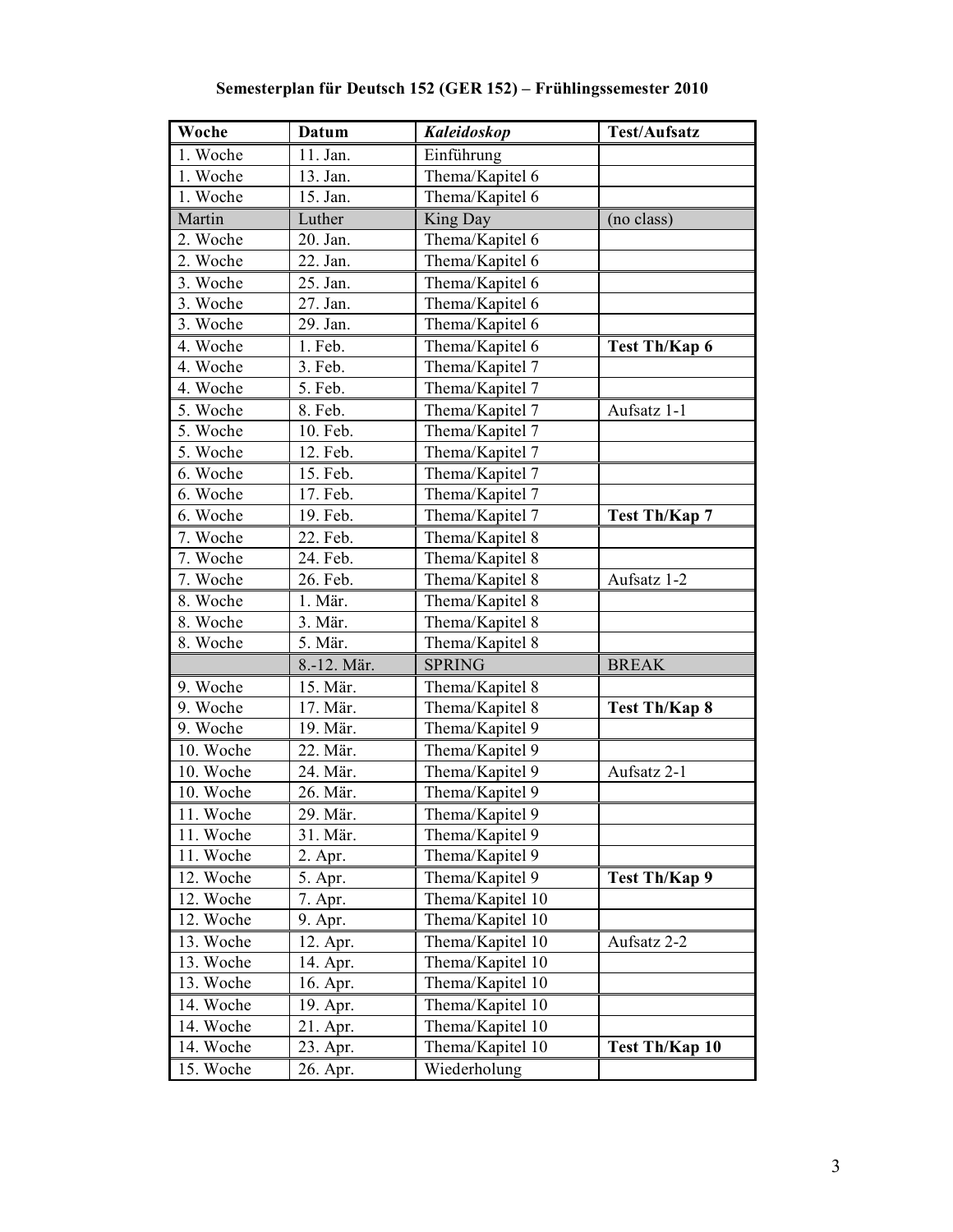**Semesterplan für Deutsch 152 (GER 152) – Frühlingssemester 2010**

| Woche | Datum | *Kaleidoskop* | Test/Aufsatz |
|---|---|---|---|
| 1. Woche | 11. Jan. | Einführung | |
| 1. Woche | 13. Jan. | Thema/Kapitel 6 | |
| 1. Woche | 15. Jan. | Thema/Kapitel 6 | |
| Martin | Luther | King Day | (no class) |
| 2. Woche | 20. Jan. | Thema/Kapitel 6 | |
| 2. Woche | 22. Jan. | Thema/Kapitel 6 | |
| 3. Woche | 25. Jan. | Thema/Kapitel 6 | |
| 3. Woche | 27. Jan. | Thema/Kapitel 6 | |
| 3. Woche | 29. Jan. | Thema/Kapitel 6 | |
| 4. Woche | 1. Feb. | Thema/Kapitel 6 | **Test Th/Kap 6** |
| 4. Woche | 3. Feb. | Thema/Kapitel 7 | |
| 4. Woche | 5. Feb. | Thema/Kapitel 7 | |
| 5. Woche | 8. Feb. | Thema/Kapitel 7 | Aufsatz 1-1 |
| 5. Woche | 10. Feb. | Thema/Kapitel 7 | |
| 5. Woche | 12. Feb. | Thema/Kapitel 7 | |
| 6. Woche | 15. Feb. | Thema/Kapitel 7 | |
| 6. Woche | 17. Feb. | Thema/Kapitel 7 | |
| 6. Woche | 19. Feb. | Thema/Kapitel 7 | **Test Th/Kap 7** |
| 7. Woche | 22. Feb. | Thema/Kapitel 8 | |
| 7. Woche | 24. Feb. | Thema/Kapitel 8 | |
| 7. Woche | 26. Feb. | Thema/Kapitel 8 | Aufsatz 1-2 |
| 8. Woche | 1. Mär. | Thema/Kapitel 8 | |
| 8. Woche | 3. Mär. | Thema/Kapitel 8 | |
| 8. Woche | 5. Mär. | Thema/Kapitel 8 | |
| | 8.-12. Mär. | SPRING | BREAK |
| 9. Woche | 15. Mär. | Thema/Kapitel 8 | |
| 9. Woche | 17. Mär. | Thema/Kapitel 8 | **Test Th/Kap 8** |
| 9. Woche | 19. Mär. | Thema/Kapitel 9 | |
| 10. Woche | 22. Mär. | Thema/Kapitel 9 | |
| 10. Woche | 24. Mär. | Thema/Kapitel 9 | Aufsatz 2-1 |
| 10. Woche | 26. Mär. | Thema/Kapitel 9 | |
| 11. Woche | 29. Mär. | Thema/Kapitel 9 | |
| 11. Woche | 31. Mär. | Thema/Kapitel 9 | |
| 11. Woche | 2. Apr. | Thema/Kapitel 9 | |
| 12. Woche | 5. Apr. | Thema/Kapitel 9 | **Test Th/Kap 9** |
| 12. Woche | 7. Apr. | Thema/Kapitel 10 | |
| 12. Woche | 9. Apr. | Thema/Kapitel 10 | |
| 13. Woche | 12. Apr. | Thema/Kapitel 10 | Aufsatz 2-2 |
| 13. Woche | 14. Apr. | Thema/Kapitel 10 | |
| 13. Woche | 16. Apr. | Thema/Kapitel 10 | |
| 14. Woche | 19. Apr. | Thema/Kapitel 10 | |
| 14. Woche | 21. Apr. | Thema/Kapitel 10 | |
| 14. Woche | 23. Apr. | Thema/Kapitel 10 | **Test Th/Kap 10** |
| 15. Woche | 26. Apr. | Wiederholung | |